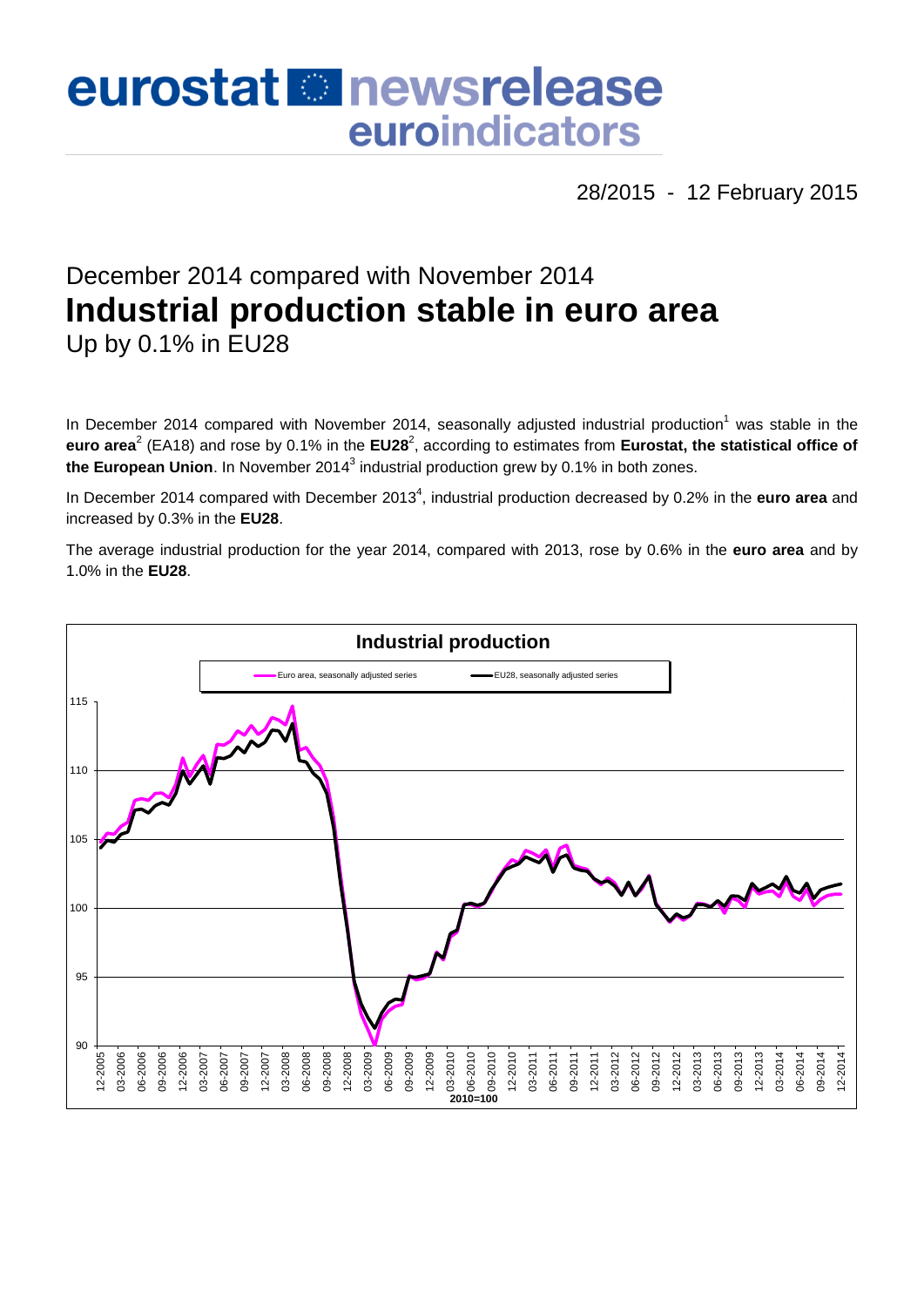# eurostat newsrelease euroindicators

28/2015 - 12 February 2015

## December 2014 compared with November 2014

# Industrial production stable in euro area

## Up by 0.1% in EU28

In December 2014 compared with November 2014, seasonally adjusted industrial production[1] was stable in the **euro area**[2] (EA18) and rose by 0.1% in the **EU28**[2], according to estimates from **Eurostat, the statistical office of the European Union**. In November 2014[3] industrial production grew by 0.1% in both zones.

In December 2014 compared with December 2013[4], industrial production decreased by 0.2% in the **euro area** and increased by 0.3% in the **EU28**.

The average industrial production for the year 2014, compared with 2013, rose by 0.6% in the **euro area** and by 1.0% in the **EU28**.

**Industrial production**

Euro area, seasonally adjusted series — EU28, seasonally adjusted series

2010=100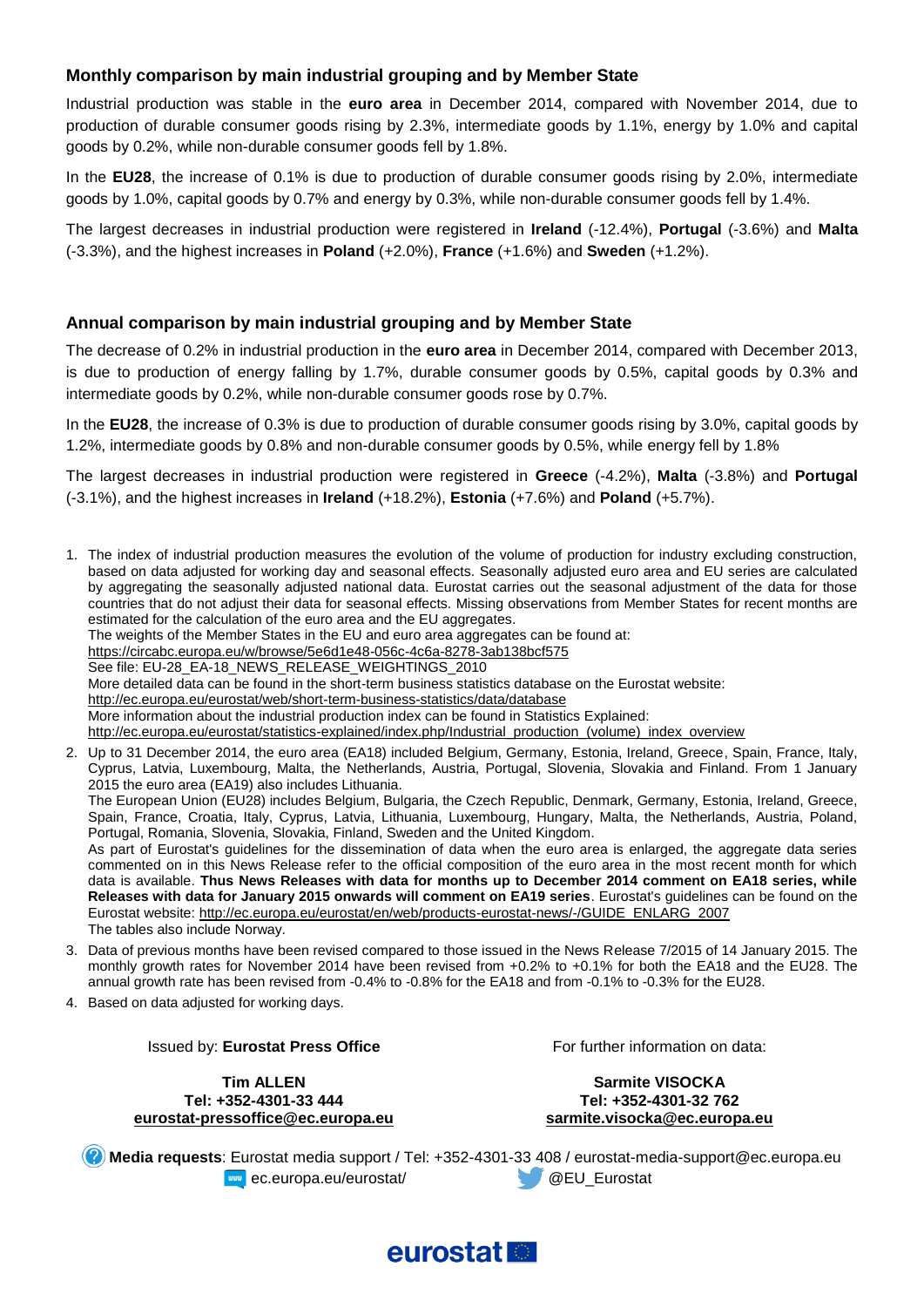## Monthly comparison by main industrial grouping and by Member State

Industrial production was stable in the **euro area** in December 2014, compared with November 2014, due to production of durable consumer goods rising by 2.3%, intermediate goods by 1.1%, energy by 1.0% and capital goods by 0.2%, while non-durable consumer goods fell by 1.8%.

In the **EU28**, the increase of 0.1% is due to production of durable consumer goods rising by 2.0%, intermediate goods by 1.0%, capital goods by 0.7% and energy by 0.3%, while non-durable consumer goods fell by 1.4%.

The largest decreases in industrial production were registered in **Ireland** (-12.4%), **Portugal** (-3.6%) and **Malta** (-3.3%), and the highest increases in **Poland** (+2.0%), **France** (+1.6%) and **Sweden** (+1.2%).

## Annual comparison by main industrial grouping and by Member State

The decrease of 0.2% in industrial production in the **euro area** in December 2014, compared with December 2013, is due to production of energy falling by 1.7%, durable consumer goods by 0.5%, capital goods by 0.3% and intermediate goods by 0.2%, while non-durable consumer goods rose by 0.7%.

In the **EU28**, the increase of 0.3% is due to production of durable consumer goods rising by 3.0%, capital goods by 1.2%, intermediate goods by 0.8% and non-durable consumer goods by 0.5%, while energy fell by 1.8%

The largest decreases in industrial production were registered in **Greece** (-4.2%), **Malta** (-3.8%) and **Portugal** (-3.1%), and the highest increases in **Ireland** (+18.2%), **Estonia** (+7.6%) and **Poland** (+5.7%).

1. The index of industrial production measures the evolution of the volume of production for industry excluding construction, based on data adjusted for working day and seasonal effects. Seasonally adjusted euro area and EU series are calculated by aggregating the seasonally adjusted national data. Eurostat carries out the seasonal adjustment of the data for those countries that do not adjust their data for seasonal effects. Missing observations from Member States for recent months are estimated for the calculation of the euro area and the EU aggregates.
   The weights of the Member States in the EU and euro area aggregates can be found at:
   https://circabc.europa.eu/w/browse/5e6d1e48-056c-4c6a-8278-3ab138bcf575
   See file: EU-28_EA-18_NEWS_RELEASE_WEIGHTINGS_2010
   More detailed data can be found in the short-term business statistics database on the Eurostat website:
   http://ec.europa.eu/eurostat/web/short-term-business-statistics/data/database
   More information about the industrial production index can be found in Statistics Explained:
   http://ec.europa.eu/eurostat/statistics-explained/index.php/Industrial_production_(volume)_index_overview
2. Up to 31 December 2014, the euro area (EA18) included Belgium, Germany, Estonia, Ireland, Greece, Spain, France, Italy, Cyprus, Latvia, Luxembourg, Malta, the Netherlands, Austria, Portugal, Slovenia, Slovakia and Finland. From 1 January 2015 the euro area (EA19) also includes Lithuania.
   The European Union (EU28) includes Belgium, Bulgaria, the Czech Republic, Denmark, Germany, Estonia, Ireland, Greece, Spain, France, Croatia, Italy, Cyprus, Latvia, Lithuania, Luxembourg, Hungary, Malta, the Netherlands, Austria, Poland, Portugal, Romania, Slovenia, Slovakia, Finland, Sweden and the United Kingdom.
   As part of Eurostat's guidelines for the dissemination of data when the euro area is enlarged, the aggregate data series commented on in this News Release refer to the official composition of the euro area in the most recent month for which data is available. **Thus News Releases with data for months up to December 2014 comment on EA18 series, while Releases with data for January 2015 onwards will comment on EA19 series**. Eurostat's guidelines can be found on the Eurostat website: http://ec.europa.eu/eurostat/en/web/products-eurostat-news/-/GUIDE_ENLARG_2007
   The tables also include Norway.
3. Data of previous months have been revised compared to those issued in the News Release 7/2015 of 14 January 2015. The monthly growth rates for November 2014 have been revised from +0.2% to +0.1% for both the EA18 and the EU28. The annual growth rate has been revised from -0.4% to -0.8% for the EA18 and from -0.1% to -0.3% for the EU28.
4. Based on data adjusted for working days.

Issued by: **Eurostat Press Office**

**Tim ALLEN**
**Tel: +352-4301-33 444**
**eurostat-pressoffice@ec.europa.eu**

For further information on data:

**Sarmite VISOCKA**
**Tel: +352-4301-32 762**
**sarmite.visocka@ec.europa.eu**

**Media requests**: Eurostat media support / Tel: +352-4301-33 408 / eurostat-media-support@ec.europa.eu

ec.europa.eu/eurostat/ @EU_Eurostat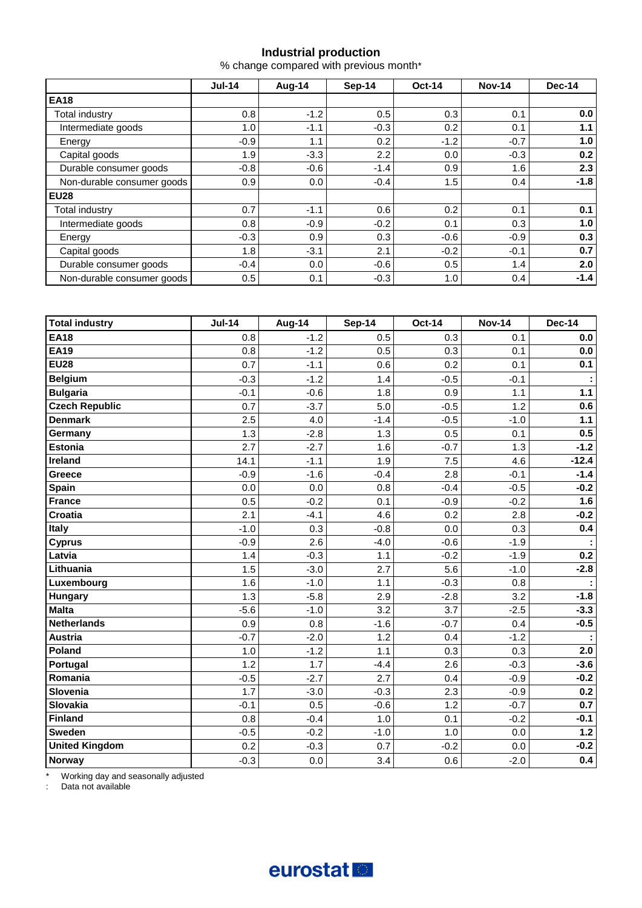## Industrial production

% change compared with previous month*

| | Jul-14 | Aug-14 | Sep-14 | Oct-14 | Nov-14 | Dec-14 |
|---|---|---|---|---|---|---|
| **EA18** | | | | | | |
| Total industry | 0.8 | -1.2 | 0.5 | 0.3 | 0.1 | **0.0** |
| Intermediate goods | 1.0 | -1.1 | -0.3 | 0.2 | 0.1 | **1.1** |
| Energy | -0.9 | 1.1 | 0.2 | -1.2 | -0.7 | **1.0** |
| Capital goods | 1.9 | -3.3 | 2.2 | 0.0 | -0.3 | **0.2** |
| Durable consumer goods | -0.8 | -0.6 | -1.4 | 0.9 | 1.6 | **2.3** |
| Non-durable consumer goods | 0.9 | 0.0 | -0.4 | 1.5 | 0.4 | **-1.8** |
| **EU28** | | | | | | |
| Total industry | 0.7 | -1.1 | 0.6 | 0.2 | 0.1 | **0.1** |
| Intermediate goods | 0.8 | -0.9 | -0.2 | 0.1 | 0.3 | **1.0** |
| Energy | -0.3 | 0.9 | 0.3 | -0.6 | -0.9 | **0.3** |
| Capital goods | 1.8 | -3.1 | 2.1 | -0.2 | -0.1 | **0.7** |
| Durable consumer goods | -0.4 | 0.0 | -0.6 | 0.5 | 1.4 | **2.0** |
| Non-durable consumer goods | 0.5 | 0.1 | -0.3 | 1.0 | 0.4 | **-1.4** |

| **Total industry** | Jul-14 | Aug-14 | Sep-14 | Oct-14 | Nov-14 | Dec-14 |
|---|---|---|---|---|---|---|
| **EA18** | 0.8 | -1.2 | 0.5 | 0.3 | 0.1 | **0.0** |
| **EA19** | 0.8 | -1.2 | 0.5 | 0.3 | 0.1 | **0.0** |
| **EU28** | 0.7 | -1.1 | 0.6 | 0.2 | 0.1 | **0.1** |
| **Belgium** | -0.3 | -1.2 | 1.4 | -0.5 | -0.1 | **:** |
| **Bulgaria** | -0.1 | -0.6 | 1.8 | 0.9 | 1.1 | **1.1** |
| **Czech Republic** | 0.7 | -3.7 | 5.0 | -0.5 | 1.2 | **0.6** |
| **Denmark** | 2.5 | 4.0 | -1.4 | -0.5 | -1.0 | **1.1** |
| **Germany** | 1.3 | -2.8 | 1.3 | 0.5 | 0.1 | **0.5** |
| **Estonia** | 2.7 | -2.7 | 1.6 | -0.7 | 1.3 | **-1.2** |
| **Ireland** | 14.1 | -1.1 | 1.9 | 7.5 | 4.6 | **-12.4** |
| **Greece** | -0.9 | -1.6 | -0.4 | 2.8 | -0.1 | **-1.4** |
| **Spain** | 0.0 | 0.0 | 0.8 | -0.4 | -0.5 | **-0.2** |
| **France** | 0.5 | -0.2 | 0.1 | -0.9 | -0.2 | **1.6** |
| **Croatia** | 2.1 | -4.1 | 4.6 | 0.2 | 2.8 | **-0.2** |
| **Italy** | -1.0 | 0.3 | -0.8 | 0.0 | 0.3 | **0.4** |
| **Cyprus** | -0.9 | 2.6 | -4.0 | -0.6 | -1.9 | **:** |
| **Latvia** | 1.4 | -0.3 | 1.1 | -0.2 | -1.9 | **0.2** |
| **Lithuania** | 1.5 | -3.0 | 2.7 | 5.6 | -1.0 | **-2.8** |
| **Luxembourg** | 1.6 | -1.0 | 1.1 | -0.3 | 0.8 | **:** |
| **Hungary** | 1.3 | -5.8 | 2.9 | -2.8 | 3.2 | **-1.8** |
| **Malta** | -5.6 | -1.0 | 3.2 | 3.7 | -2.5 | **-3.3** |
| **Netherlands** | 0.9 | 0.8 | -1.6 | -0.7 | 0.4 | **-0.5** |
| **Austria** | -0.7 | -2.0 | 1.2 | 0.4 | -1.2 | **:** |
| **Poland** | 1.0 | -1.2 | 1.1 | 0.3 | 0.3 | **2.0** |
| **Portugal** | 1.2 | 1.7 | -4.4 | 2.6 | -0.3 | **-3.6** |
| **Romania** | -0.5 | -2.7 | 2.7 | 0.4 | -0.9 | **-0.2** |
| **Slovenia** | 1.7 | -3.0 | -0.3 | 2.3 | -0.9 | **0.2** |
| **Slovakia** | -0.1 | 0.5 | -0.6 | 1.2 | -0.7 | **0.7** |
| **Finland** | 0.8 | -0.4 | 1.0 | 0.1 | -0.2 | **-0.1** |
| **Sweden** | -0.5 | -0.2 | -1.0 | 1.0 | 0.0 | **1.2** |
| **United Kingdom** | 0.2 | -0.3 | 0.7 | -0.2 | 0.0 | **-0.2** |
| **Norway** | -0.3 | 0.0 | 3.4 | 0.6 | -2.0 | **0.4** |

\* Working day and seasonally adjusted

: Data not available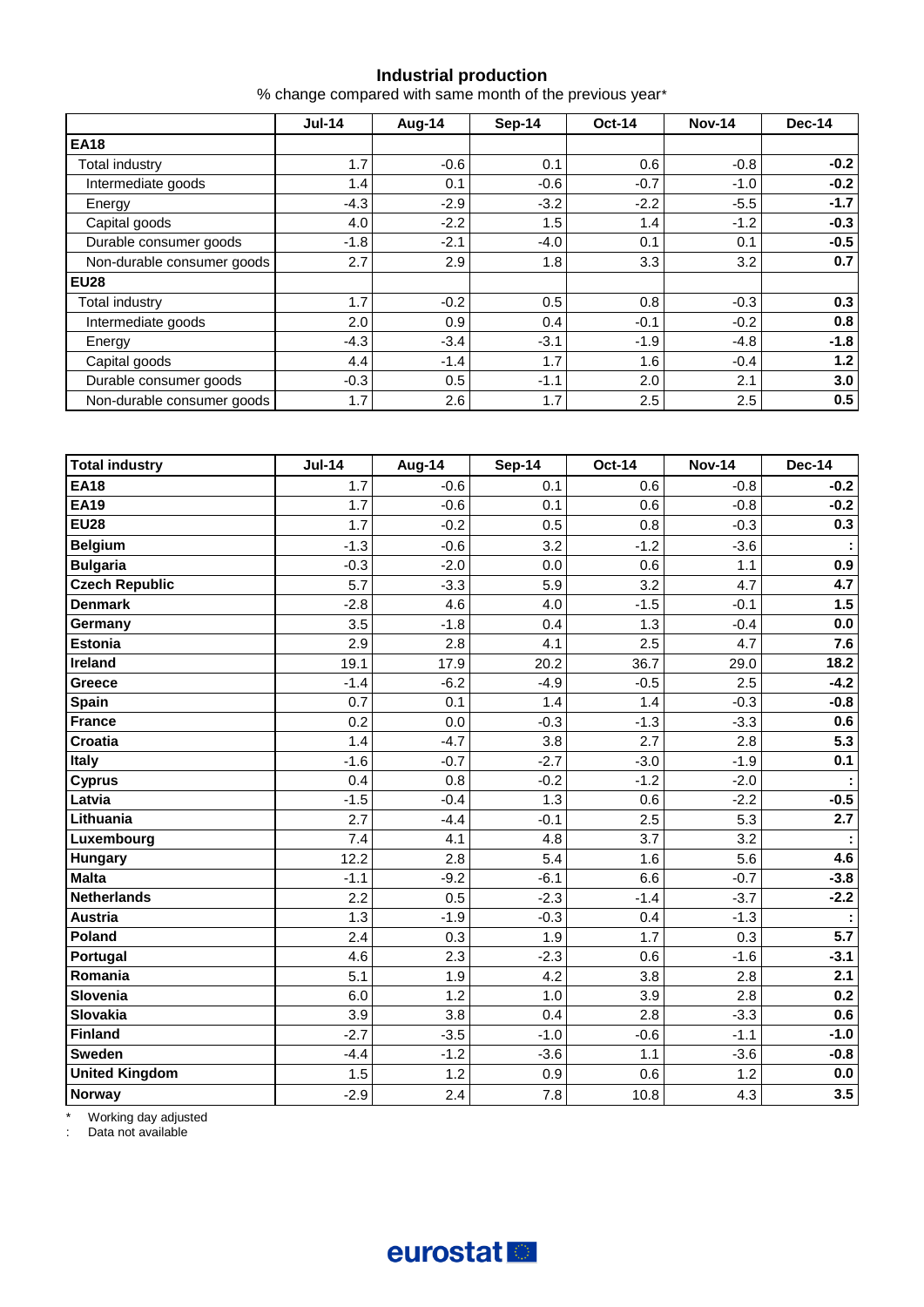## Industrial production

% change compared with same month of the previous year*

| | Jul-14 | Aug-14 | Sep-14 | Oct-14 | Nov-14 | Dec-14 |
|---|---|---|---|---|---|---|
| **EA18** | | | | | | |
| Total industry | 1.7 | -0.6 | 0.1 | 0.6 | -0.8 | **-0.2** |
| Intermediate goods | 1.4 | 0.1 | -0.6 | -0.7 | -1.0 | **-0.2** |
| Energy | -4.3 | -2.9 | -3.2 | -2.2 | -5.5 | **-1.7** |
| Capital goods | 4.0 | -2.2 | 1.5 | 1.4 | -1.2 | **-0.3** |
| Durable consumer goods | -1.8 | -2.1 | -4.0 | 0.1 | 0.1 | **-0.5** |
| Non-durable consumer goods | 2.7 | 2.9 | 1.8 | 3.3 | 3.2 | **0.7** |
| **EU28** | | | | | | |
| Total industry | 1.7 | -0.2 | 0.5 | 0.8 | -0.3 | **0.3** |
| Intermediate goods | 2.0 | 0.9 | 0.4 | -0.1 | -0.2 | **0.8** |
| Energy | -4.3 | -3.4 | -3.1 | -1.9 | -4.8 | **-1.8** |
| Capital goods | 4.4 | -1.4 | 1.7 | 1.6 | -0.4 | **1.2** |
| Durable consumer goods | -0.3 | 0.5 | -1.1 | 2.0 | 2.1 | **3.0** |
| Non-durable consumer goods | 1.7 | 2.6 | 1.7 | 2.5 | 2.5 | **0.5** |

| **Total industry** | Jul-14 | Aug-14 | Sep-14 | Oct-14 | Nov-14 | Dec-14 |
|---|---|---|---|---|---|---|
| **EA18** | 1.7 | -0.6 | 0.1 | 0.6 | -0.8 | **-0.2** |
| **EA19** | 1.7 | -0.6 | 0.1 | 0.6 | -0.8 | **-0.2** |
| **EU28** | 1.7 | -0.2 | 0.5 | 0.8 | -0.3 | **0.3** |
| **Belgium** | -1.3 | -0.6 | 3.2 | -1.2 | -3.6 | **:** |
| **Bulgaria** | -0.3 | -2.0 | 0.0 | 0.6 | 1.1 | **0.9** |
| **Czech Republic** | 5.7 | -3.3 | 5.9 | 3.2 | 4.7 | **4.7** |
| **Denmark** | -2.8 | 4.6 | 4.0 | -1.5 | -0.1 | **1.5** |
| **Germany** | 3.5 | -1.8 | 0.4 | 1.3 | -0.4 | **0.0** |
| **Estonia** | 2.9 | 2.8 | 4.1 | 2.5 | 4.7 | **7.6** |
| **Ireland** | 19.1 | 17.9 | 20.2 | 36.7 | 29.0 | **18.2** |
| **Greece** | -1.4 | -6.2 | -4.9 | -0.5 | 2.5 | **-4.2** |
| **Spain** | 0.7 | 0.1 | 1.4 | 1.4 | -0.3 | **-0.8** |
| **France** | 0.2 | 0.0 | -0.3 | -1.3 | -3.3 | **0.6** |
| **Croatia** | 1.4 | -4.7 | 3.8 | 2.7 | 2.8 | **5.3** |
| **Italy** | -1.6 | -0.7 | -2.7 | -3.0 | -1.9 | **0.1** |
| **Cyprus** | 0.4 | 0.8 | -0.2 | -1.2 | -2.0 | **:** |
| **Latvia** | -1.5 | -0.4 | 1.3 | 0.6 | -2.2 | **-0.5** |
| **Lithuania** | 2.7 | -4.4 | -0.1 | 2.5 | 5.3 | **2.7** |
| **Luxembourg** | 7.4 | 4.1 | 4.8 | 3.7 | 3.2 | **:** |
| **Hungary** | 12.2 | 2.8 | 5.4 | 1.6 | 5.6 | **4.6** |
| **Malta** | -1.1 | -9.2 | -6.1 | 6.6 | -0.7 | **-3.8** |
| **Netherlands** | 2.2 | 0.5 | -2.3 | -1.4 | -3.7 | **-2.2** |
| **Austria** | 1.3 | -1.9 | -0.3 | 0.4 | -1.3 | **:** |
| **Poland** | 2.4 | 0.3 | 1.9 | 1.7 | 0.3 | **5.7** |
| **Portugal** | 4.6 | 2.3 | -2.3 | 0.6 | -1.6 | **-3.1** |
| **Romania** | 5.1 | 1.9 | 4.2 | 3.8 | 2.8 | **2.1** |
| **Slovenia** | 6.0 | 1.2 | 1.0 | 3.9 | 2.8 | **0.2** |
| **Slovakia** | 3.9 | 3.8 | 0.4 | 2.8 | -3.3 | **0.6** |
| **Finland** | -2.7 | -3.5 | -1.0 | -0.6 | -1.1 | **-1.0** |
| **Sweden** | -4.4 | -1.2 | -3.6 | 1.1 | -3.6 | **-0.8** |
| **United Kingdom** | 1.5 | 1.2 | 0.9 | 0.6 | 1.2 | **0.0** |
| **Norway** | -2.9 | 2.4 | 7.8 | 10.8 | 4.3 | **3.5** |

\* Working day adjusted

: Data not available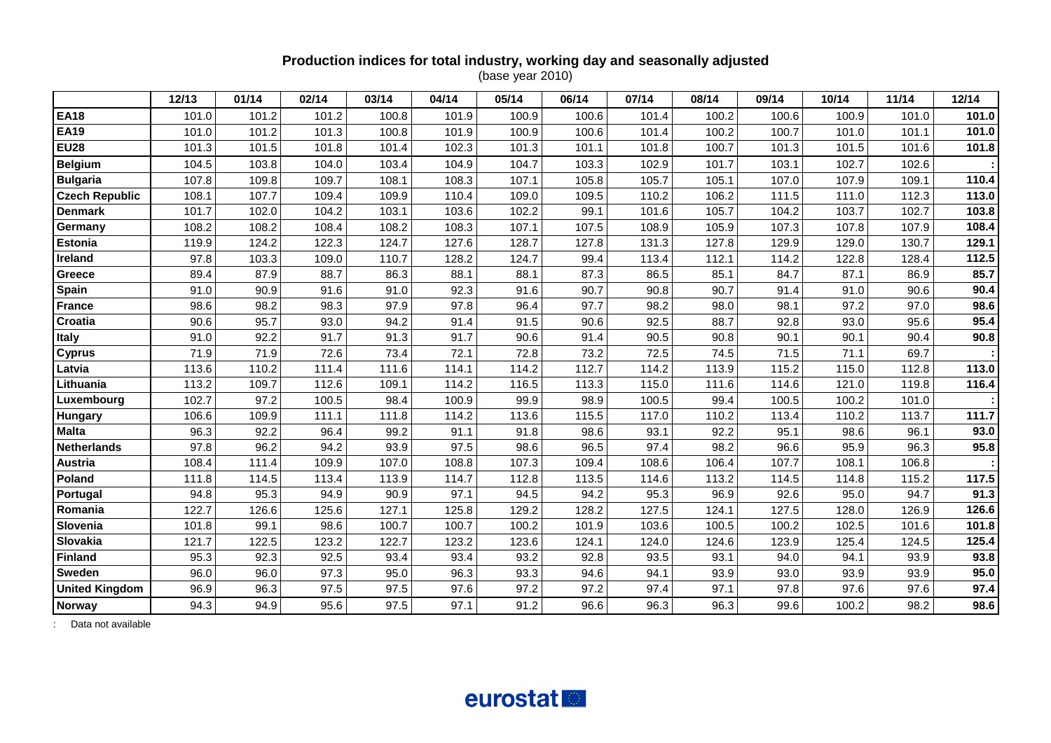**Production indices for total industry, working day and seasonally adjusted**
(base year 2010)

| | 12/13 | 01/14 | 02/14 | 03/14 | 04/14 | 05/14 | 06/14 | 07/14 | 08/14 | 09/14 | 10/14 | 11/14 | 12/14 |
|---|---|---|---|---|---|---|---|---|---|---|---|---|---|
| **EA18** | 101.0 | 101.2 | 101.2 | 100.8 | 101.9 | 100.9 | 100.6 | 101.4 | 100.2 | 100.6 | 100.9 | 101.0 | **101.0** |
| **EA19** | 101.0 | 101.2 | 101.3 | 100.8 | 101.9 | 100.9 | 100.6 | 101.4 | 100.2 | 100.7 | 101.0 | 101.1 | **101.0** |
| **EU28** | 101.3 | 101.5 | 101.8 | 101.4 | 102.3 | 101.3 | 101.1 | 101.8 | 100.7 | 101.3 | 101.5 | 101.6 | **101.8** |
| **Belgium** | 104.5 | 103.8 | 104.0 | 103.4 | 104.9 | 104.7 | 103.3 | 102.9 | 101.7 | 103.1 | 102.7 | 102.6 | **:** |
| **Bulgaria** | 107.8 | 109.8 | 109.7 | 108.1 | 108.3 | 107.1 | 105.8 | 105.7 | 105.1 | 107.0 | 107.9 | 109.1 | **110.4** |
| **Czech Republic** | 108.1 | 107.7 | 109.4 | 109.9 | 110.4 | 109.0 | 109.5 | 110.2 | 106.2 | 111.5 | 111.0 | 112.3 | **113.0** |
| **Denmark** | 101.7 | 102.0 | 104.2 | 103.1 | 103.6 | 102.2 | 99.1 | 101.6 | 105.7 | 104.2 | 103.7 | 102.7 | **103.8** |
| **Germany** | 108.2 | 108.2 | 108.4 | 108.2 | 108.3 | 107.1 | 107.5 | 108.9 | 105.9 | 107.3 | 107.8 | 107.9 | **108.4** |
| **Estonia** | 119.9 | 124.2 | 122.3 | 124.7 | 127.6 | 128.7 | 127.8 | 131.3 | 127.8 | 129.9 | 129.0 | 130.7 | **129.1** |
| **Ireland** | 97.8 | 103.3 | 109.0 | 110.7 | 128.2 | 124.7 | 99.4 | 113.4 | 112.1 | 114.2 | 122.8 | 128.4 | **112.5** |
| **Greece** | 89.4 | 87.9 | 88.7 | 86.3 | 88.1 | 88.1 | 87.3 | 86.5 | 85.1 | 84.7 | 87.1 | 86.9 | **85.7** |
| **Spain** | 91.0 | 90.9 | 91.6 | 91.0 | 92.3 | 91.6 | 90.7 | 90.8 | 90.7 | 91.4 | 91.0 | 90.6 | **90.4** |
| **France** | 98.6 | 98.2 | 98.3 | 97.9 | 97.8 | 96.4 | 97.7 | 98.2 | 98.0 | 98.1 | 97.2 | 97.0 | **98.6** |
| **Croatia** | 90.6 | 95.7 | 93.0 | 94.2 | 91.4 | 91.5 | 90.6 | 92.5 | 88.7 | 92.8 | 93.0 | 95.6 | **95.4** |
| **Italy** | 91.0 | 92.2 | 91.7 | 91.3 | 91.7 | 90.6 | 91.4 | 90.5 | 90.8 | 90.1 | 90.1 | 90.4 | **90.8** |
| **Cyprus** | 71.9 | 71.9 | 72.6 | 73.4 | 72.1 | 72.8 | 73.2 | 72.5 | 74.5 | 71.5 | 71.1 | 69.7 | **:** |
| **Latvia** | 113.6 | 110.2 | 111.4 | 111.6 | 114.1 | 114.2 | 112.7 | 114.2 | 113.9 | 115.2 | 115.0 | 112.8 | **113.0** |
| **Lithuania** | 113.2 | 109.7 | 112.6 | 109.1 | 114.2 | 116.5 | 113.3 | 115.0 | 111.6 | 114.6 | 121.0 | 119.8 | **116.4** |
| **Luxembourg** | 102.7 | 97.2 | 100.5 | 98.4 | 100.9 | 99.9 | 98.9 | 100.5 | 99.4 | 100.5 | 100.2 | 101.0 | **:** |
| **Hungary** | 106.6 | 109.9 | 111.1 | 111.8 | 114.2 | 113.6 | 115.5 | 117.0 | 110.2 | 113.4 | 110.2 | 113.7 | **111.7** |
| **Malta** | 96.3 | 92.2 | 96.4 | 99.2 | 91.1 | 91.8 | 98.6 | 93.1 | 92.2 | 95.1 | 98.6 | 96.1 | **93.0** |
| **Netherlands** | 97.8 | 96.2 | 94.2 | 93.9 | 97.5 | 98.6 | 96.5 | 97.4 | 98.2 | 96.6 | 95.9 | 96.3 | **95.8** |
| **Austria** | 108.4 | 111.4 | 109.9 | 107.0 | 108.8 | 107.3 | 109.4 | 108.6 | 106.4 | 107.7 | 108.1 | 106.8 | **:** |
| **Poland** | 111.8 | 114.5 | 113.4 | 113.9 | 114.7 | 112.8 | 113.5 | 114.6 | 113.2 | 114.5 | 114.8 | 115.2 | **117.5** |
| **Portugal** | 94.8 | 95.3 | 94.9 | 90.9 | 97.1 | 94.5 | 94.2 | 95.3 | 96.9 | 92.6 | 95.0 | 94.7 | **91.3** |
| **Romania** | 122.7 | 126.6 | 125.6 | 127.1 | 125.8 | 129.2 | 128.2 | 127.5 | 124.1 | 127.5 | 128.0 | 126.9 | **126.6** |
| **Slovenia** | 101.8 | 99.1 | 98.6 | 100.7 | 100.7 | 100.2 | 101.9 | 103.6 | 100.5 | 100.2 | 102.5 | 101.6 | **101.8** |
| **Slovakia** | 121.7 | 122.5 | 123.2 | 122.7 | 123.2 | 123.6 | 124.1 | 124.0 | 124.6 | 123.9 | 125.4 | 124.5 | **125.4** |
| **Finland** | 95.3 | 92.3 | 92.5 | 93.4 | 93.4 | 93.2 | 92.8 | 93.5 | 93.1 | 94.0 | 94.1 | 93.9 | **93.8** |
| **Sweden** | 96.0 | 96.0 | 97.3 | 95.0 | 96.3 | 93.3 | 94.6 | 94.1 | 93.9 | 93.0 | 93.9 | 93.9 | **95.0** |
| **United Kingdom** | 96.9 | 96.3 | 97.5 | 97.5 | 97.6 | 97.2 | 97.2 | 97.4 | 97.1 | 97.8 | 97.6 | 97.6 | **97.4** |
| **Norway** | 94.3 | 94.9 | 95.6 | 97.5 | 97.1 | 91.2 | 96.6 | 96.3 | 96.3 | 99.6 | 100.2 | 98.2 | **98.6** |

: Data not available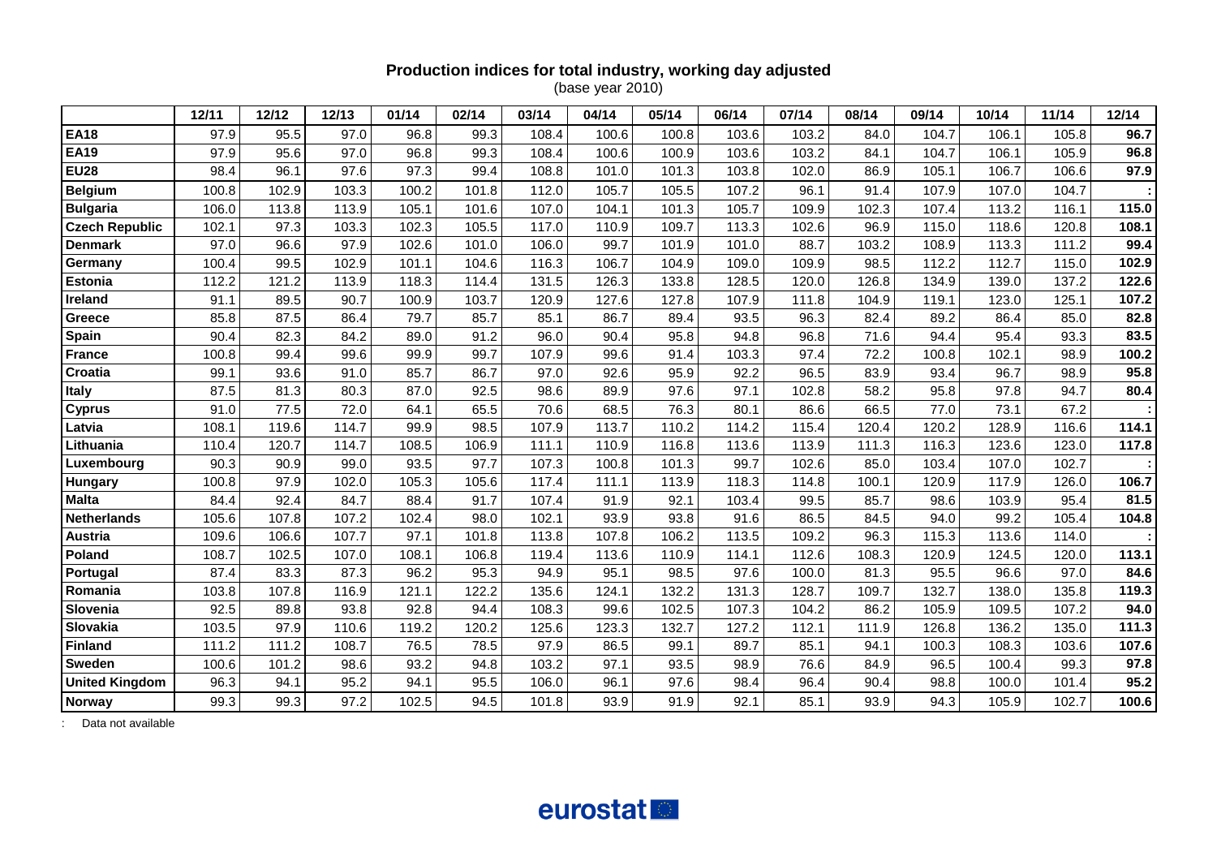**Production indices for total industry, working day adjusted**

(base year 2010)

| | 12/11 | 12/12 | 12/13 | 01/14 | 02/14 | 03/14 | 04/14 | 05/14 | 06/14 | 07/14 | 08/14 | 09/14 | 10/14 | 11/14 | 12/14 |
|---|---|---|---|---|---|---|---|---|---|---|---|---|---|---|---|
| **EA18** | 97.9 | 95.5 | 97.0 | 96.8 | 99.3 | 108.4 | 100.6 | 100.8 | 103.6 | 103.2 | 84.0 | 104.7 | 106.1 | 105.8 | **96.7** |
| **EA19** | 97.9 | 95.6 | 97.0 | 96.8 | 99.3 | 108.4 | 100.6 | 100.9 | 103.6 | 103.2 | 84.1 | 104.7 | 106.1 | 105.9 | **96.8** |
| **EU28** | 98.4 | 96.1 | 97.6 | 97.3 | 99.4 | 108.8 | 101.0 | 101.3 | 103.8 | 102.0 | 86.9 | 105.1 | 106.7 | 106.6 | **97.9** |
| **Belgium** | 100.8 | 102.9 | 103.3 | 100.2 | 101.8 | 112.0 | 105.7 | 105.5 | 107.2 | 96.1 | 91.4 | 107.9 | 107.0 | 104.7 | **:** |
| **Bulgaria** | 106.0 | 113.8 | 113.9 | 105.1 | 101.6 | 107.0 | 104.1 | 101.3 | 105.7 | 109.9 | 102.3 | 107.4 | 113.2 | 116.1 | **115.0** |
| **Czech Republic** | 102.1 | 97.3 | 103.3 | 102.3 | 105.5 | 117.0 | 110.9 | 109.7 | 113.3 | 102.6 | 96.9 | 115.0 | 118.6 | 120.8 | **108.1** |
| **Denmark** | 97.0 | 96.6 | 97.9 | 102.6 | 101.0 | 106.0 | 99.7 | 101.9 | 101.0 | 88.7 | 103.2 | 108.9 | 113.3 | 111.2 | **99.4** |
| **Germany** | 100.4 | 99.5 | 102.9 | 101.1 | 104.6 | 116.3 | 106.7 | 104.9 | 109.0 | 109.9 | 98.5 | 112.2 | 112.7 | 115.0 | **102.9** |
| **Estonia** | 112.2 | 121.2 | 113.9 | 118.3 | 114.4 | 131.5 | 126.3 | 133.8 | 128.5 | 120.0 | 126.8 | 134.9 | 139.0 | 137.2 | **122.6** |
| **Ireland** | 91.1 | 89.5 | 90.7 | 100.9 | 103.7 | 120.9 | 127.6 | 127.8 | 107.9 | 111.8 | 104.9 | 119.1 | 123.0 | 125.1 | **107.2** |
| **Greece** | 85.8 | 87.5 | 86.4 | 79.7 | 85.7 | 85.1 | 86.7 | 89.4 | 93.5 | 96.3 | 82.4 | 89.2 | 86.4 | 85.0 | **82.8** |
| **Spain** | 90.4 | 82.3 | 84.2 | 89.0 | 91.2 | 96.0 | 90.4 | 95.8 | 94.8 | 96.8 | 71.6 | 94.4 | 95.4 | 93.3 | **83.5** |
| **France** | 100.8 | 99.4 | 99.6 | 99.9 | 99.7 | 107.9 | 99.6 | 91.4 | 103.3 | 97.4 | 72.2 | 100.8 | 102.1 | 98.9 | **100.2** |
| **Croatia** | 99.1 | 93.6 | 91.0 | 85.7 | 86.7 | 97.0 | 92.6 | 95.9 | 92.2 | 96.5 | 83.9 | 93.4 | 96.7 | 98.9 | **95.8** |
| **Italy** | 87.5 | 81.3 | 80.3 | 87.0 | 92.5 | 98.6 | 89.9 | 97.6 | 97.1 | 102.8 | 58.2 | 95.8 | 97.8 | 94.7 | **80.4** |
| **Cyprus** | 91.0 | 77.5 | 72.0 | 64.1 | 65.5 | 70.6 | 68.5 | 76.3 | 80.1 | 86.6 | 66.5 | 77.0 | 73.1 | 67.2 | **:** |
| **Latvia** | 108.1 | 119.6 | 114.7 | 99.9 | 98.5 | 107.9 | 113.7 | 110.2 | 114.2 | 115.4 | 120.4 | 120.2 | 128.9 | 116.6 | **114.1** |
| **Lithuania** | 110.4 | 120.7 | 114.7 | 108.5 | 106.9 | 111.1 | 110.9 | 116.8 | 113.6 | 113.9 | 111.3 | 116.3 | 123.6 | 123.0 | **117.8** |
| **Luxembourg** | 90.3 | 90.9 | 99.0 | 93.5 | 97.7 | 107.3 | 100.8 | 101.3 | 99.7 | 102.6 | 85.0 | 103.4 | 107.0 | 102.7 | **:** |
| **Hungary** | 100.8 | 97.9 | 102.0 | 105.3 | 105.6 | 117.4 | 111.1 | 113.9 | 118.3 | 114.8 | 100.1 | 120.9 | 117.9 | 126.0 | **106.7** |
| **Malta** | 84.4 | 92.4 | 84.7 | 88.4 | 91.7 | 107.4 | 91.9 | 92.1 | 103.4 | 99.5 | 85.7 | 98.6 | 103.9 | 95.4 | **81.5** |
| **Netherlands** | 105.6 | 107.8 | 107.2 | 102.4 | 98.0 | 102.1 | 93.9 | 93.8 | 91.6 | 86.5 | 84.5 | 94.0 | 99.2 | 105.4 | **104.8** |
| **Austria** | 109.6 | 106.6 | 107.7 | 97.1 | 101.8 | 113.8 | 107.8 | 106.2 | 113.5 | 109.2 | 96.3 | 115.3 | 113.6 | 114.0 | **:** |
| **Poland** | 108.7 | 102.5 | 107.0 | 108.1 | 106.8 | 119.4 | 113.6 | 110.9 | 114.1 | 112.6 | 108.3 | 120.9 | 124.5 | 120.0 | **113.1** |
| **Portugal** | 87.4 | 83.3 | 87.3 | 96.2 | 95.3 | 94.9 | 95.1 | 98.5 | 97.6 | 100.0 | 81.3 | 95.5 | 96.6 | 97.0 | **84.6** |
| **Romania** | 103.8 | 107.8 | 116.9 | 121.1 | 122.2 | 135.6 | 124.1 | 132.2 | 131.3 | 128.7 | 109.7 | 132.7 | 138.0 | 135.8 | **119.3** |
| **Slovenia** | 92.5 | 89.8 | 93.8 | 92.8 | 94.4 | 108.3 | 99.6 | 102.5 | 107.3 | 104.2 | 86.2 | 105.9 | 109.5 | 107.2 | **94.0** |
| **Slovakia** | 103.5 | 97.9 | 110.6 | 119.2 | 120.2 | 125.6 | 123.3 | 132.7 | 127.2 | 112.1 | 111.9 | 126.8 | 136.2 | 135.0 | **111.3** |
| **Finland** | 111.2 | 111.2 | 108.7 | 76.5 | 78.5 | 97.9 | 86.5 | 99.1 | 89.7 | 85.1 | 94.1 | 100.3 | 108.3 | 103.6 | **107.6** |
| **Sweden** | 100.6 | 101.2 | 98.6 | 93.2 | 94.8 | 103.2 | 97.1 | 93.5 | 98.9 | 76.6 | 84.9 | 96.5 | 100.4 | 99.3 | **97.8** |
| **United Kingdom** | 96.3 | 94.1 | 95.2 | 94.1 | 95.5 | 106.0 | 96.1 | 97.6 | 98.4 | 96.4 | 90.4 | 98.8 | 100.0 | 101.4 | **95.2** |
| **Norway** | 99.3 | 99.3 | 97.2 | 102.5 | 94.5 | 101.8 | 93.9 | 91.9 | 92.1 | 85.1 | 93.9 | 94.3 | 105.9 | 102.7 | **100.6** |

: Data not available